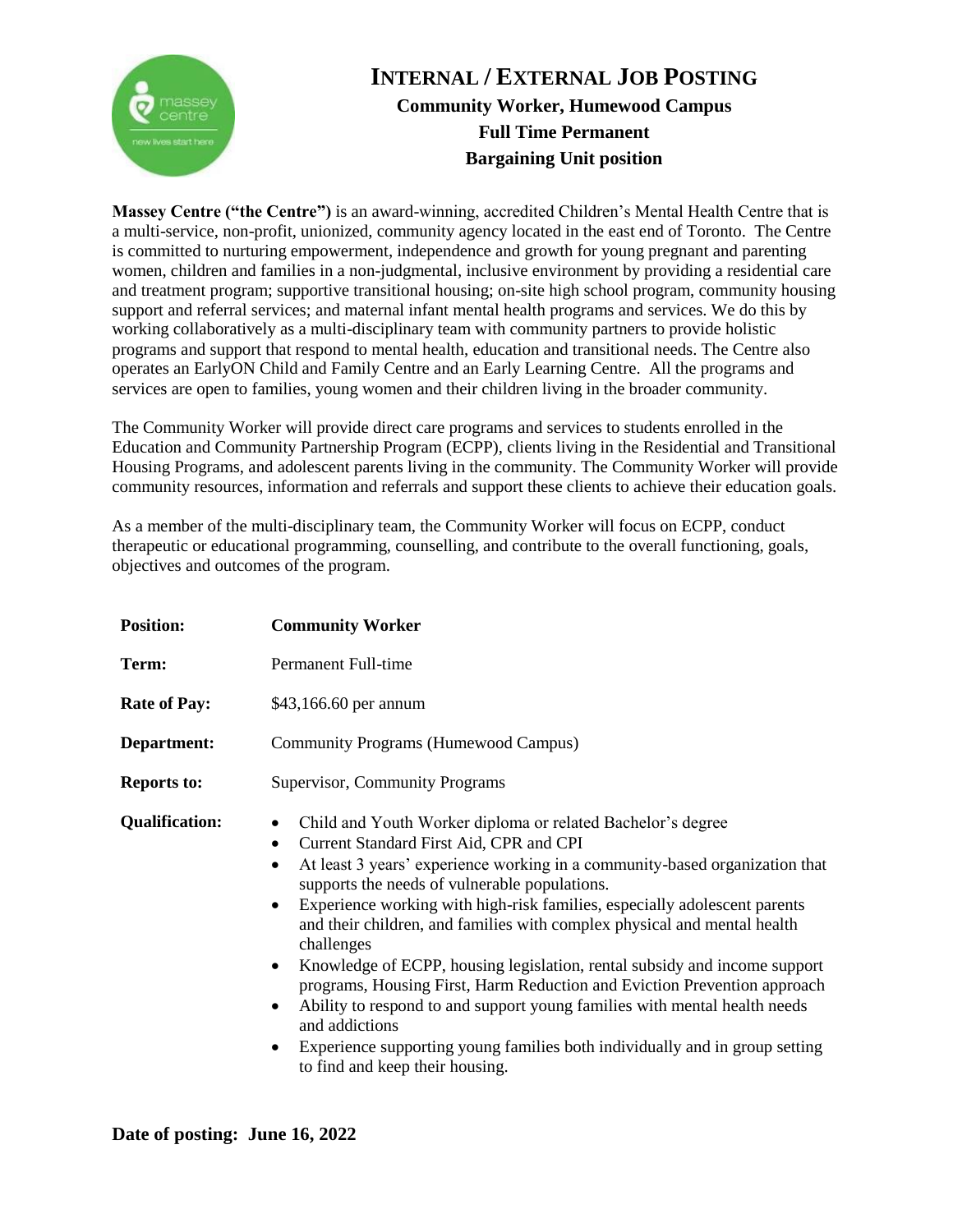# INTERNAL / EXTERNAL JOB POSTING

**Community Worker, Humewood Campus**
**Full Time Permanent**
**Bargaining Unit position**

**Massey Centre ("the Centre")** is an award-winning, accredited Children's Mental Health Centre that is a multi-service, non-profit, unionized, community agency located in the east end of Toronto. The Centre is committed to nurturing empowerment, independence and growth for young pregnant and parenting women, children and families in a non-judgmental, inclusive environment by providing a residential care and treatment program; supportive transitional housing; on-site high school program, community housing support and referral services; and maternal infant mental health programs and services. We do this by working collaboratively as a multi-disciplinary team with community partners to provide holistic programs and support that respond to mental health, education and transitional needs. The Centre also operates an EarlyON Child and Family Centre and an Early Learning Centre. All the programs and services are open to families, young women and their children living in the broader community.

The Community Worker will provide direct care programs and services to students enrolled in the Education and Community Partnership Program (ECPP), clients living in the Residential and Transitional Housing Programs, and adolescent parents living in the community. The Community Worker will provide community resources, information and referrals and support these clients to achieve their education goals.

As a member of the multi-disciplinary team, the Community Worker will focus on ECPP, conduct therapeutic or educational programming, counselling, and contribute to the overall functioning, goals, objectives and outcomes of the program.

**Position:** **Community Worker**

**Term:** Permanent Full-time

**Rate of Pay:** $43,166.60 per annum

**Department:** Community Programs (Humewood Campus)

**Reports to:** Supervisor, Community Programs

**Qualification:**

- Child and Youth Worker diploma or related Bachelor's degree
- Current Standard First Aid, CPR and CPI
- At least 3 years' experience working in a community-based organization that supports the needs of vulnerable populations.
- Experience working with high-risk families, especially adolescent parents and their children, and families with complex physical and mental health challenges
- Knowledge of ECPP, housing legislation, rental subsidy and income support programs, Housing First, Harm Reduction and Eviction Prevention approach
- Ability to respond to and support young families with mental health needs and addictions
- Experience supporting young families both individually and in group setting to find and keep their housing.

**Date of posting: June 16, 2022**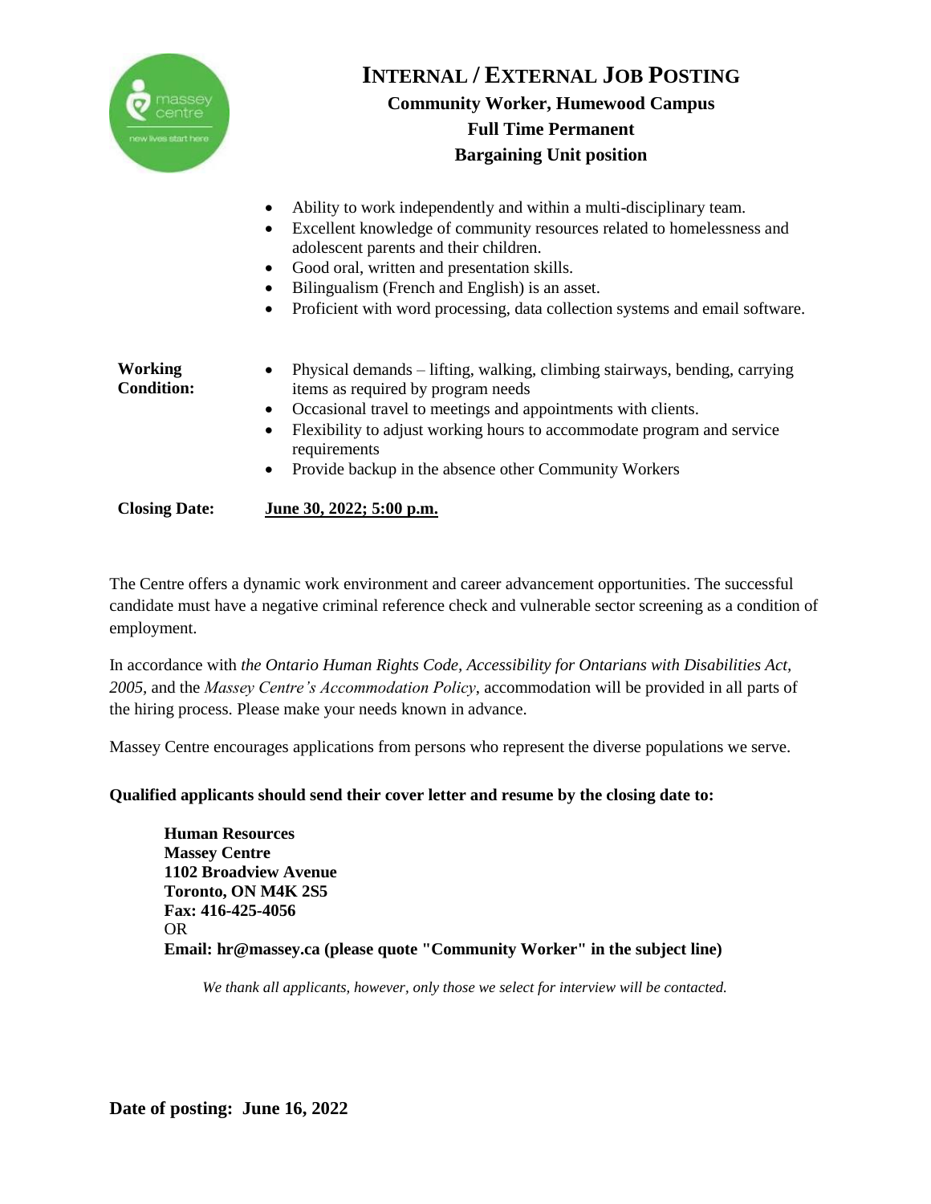# INTERNAL / EXTERNAL JOB POSTING

**Community Worker, Humewood Campus**
**Full Time Permanent**
**Bargaining Unit position**

- Ability to work independently and within a multi-disciplinary team.
- Excellent knowledge of community resources related to homelessness and adolescent parents and their children.
- Good oral, written and presentation skills.
- Bilingualism (French and English) is an asset.
- Proficient with word processing, data collection systems and email software.

**Working Condition:**

- Physical demands – lifting, walking, climbing stairways, bending, carrying items as required by program needs
- Occasional travel to meetings and appointments with clients.
- Flexibility to adjust working hours to accommodate program and service requirements
- Provide backup in the absence other Community Workers

**Closing Date:** **June 30, 2022; 5:00 p.m.**

The Centre offers a dynamic work environment and career advancement opportunities. The successful candidate must have a negative criminal reference check and vulnerable sector screening as a condition of employment.

In accordance with *the Ontario Human Rights Code, Accessibility for Ontarians with Disabilities Act, 2005*, and the *Massey Centre's Accommodation Policy*, accommodation will be provided in all parts of the hiring process. Please make your needs known in advance.

Massey Centre encourages applications from persons who represent the diverse populations we serve.

**Qualified applicants should send their cover letter and resume by the closing date to:**

**Human Resources**
**Massey Centre**
**1102 Broadview Avenue**
**Toronto, ON M4K 2S5**
**Fax: 416-425-4056**
OR
**Email: hr@massey.ca (please quote "Community Worker" in the subject line)**

*We thank all applicants, however, only those we select for interview will be contacted.*

**Date of posting: June 16, 2022**